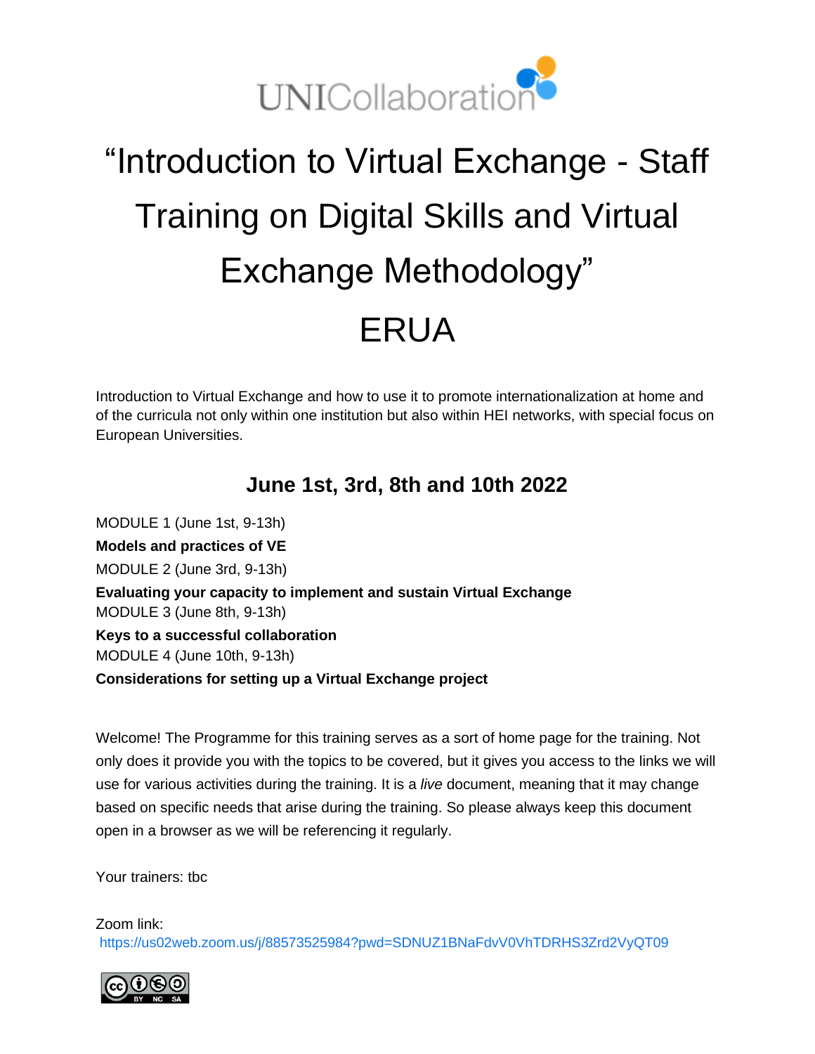UNICollaboration

# "Introduction to Virtual Exchange - Staff Training on Digital Skills and Virtual Exchange Methodology"

# ERUA

Introduction to Virtual Exchange and how to use it to promote internationalization at home and of the curricula not only within one institution but also within HEI networks, with special focus on European Universities.

## June 1st, 3rd, 8th and 10th 2022

MODULE 1 (June 1st, 9-13h)

**Models and practices of VE**

MODULE 2 (June 3rd, 9-13h)

**Evaluating your capacity to implement and sustain Virtual Exchange**

MODULE 3 (June 8th, 9-13h)

**Keys to a successful collaboration**

MODULE 4 (June 10th, 9-13h)

**Considerations for setting up a Virtual Exchange project**

Welcome! The Programme for this training serves as a sort of home page for the training. Not only does it provide you with the topics to be covered, but it gives you access to the links we will use for various activities during the training. It is a *live* document, meaning that it may change based on specific needs that arise during the training. So please always keep this document open in a browser as we will be referencing it regularly.

Your trainers: tbc

Zoom link:
https://us02web.zoom.us/j/88573525984?pwd=SDNUZ1BNaFdvV0VhTDRHS3Zrd2VyQT09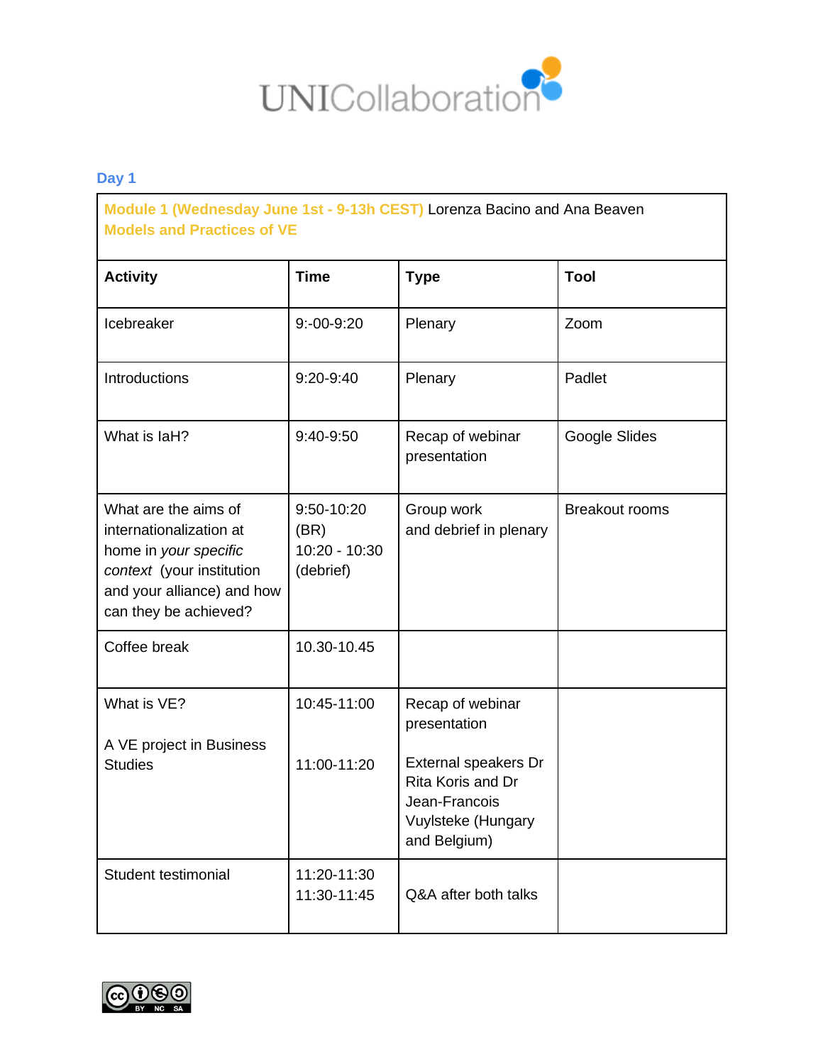UNICollaboration

## Day 1

| **Module 1 (Wednesday June 1st - 9-13h CEST)** Lorenza Bacino and Ana Beaven<br>**Models and Practices of VE** | | | |
|---|---|---|---|
| **Activity** | **Time** | **Type** | **Tool** |
| Icebreaker | 9:-00-9:20 | Plenary | Zoom |
| Introductions | 9:20-9:40 | Plenary | Padlet |
| What is IaH? | 9:40-9:50 | Recap of webinar presentation | Google Slides |
| What are the aims of internationalization at home in *your specific context* (your institution and your alliance) and how can they be achieved? | 9:50-10:20 (BR)<br>10:20 - 10:30 (debrief) | Group work and debrief in plenary | Breakout rooms |
| Coffee break | 10.30-10.45 | | |
| What is VE?<br><br>A VE project in Business Studies | 10:45-11:00<br><br>11:00-11:20 | Recap of webinar presentation<br><br>External speakers Dr Rita Koris and Dr Jean-Francois Vuylsteke (Hungary and Belgium) | |
| Student testimonial | 11:20-11:30<br>11:30-11:45 | Q&A after both talks | |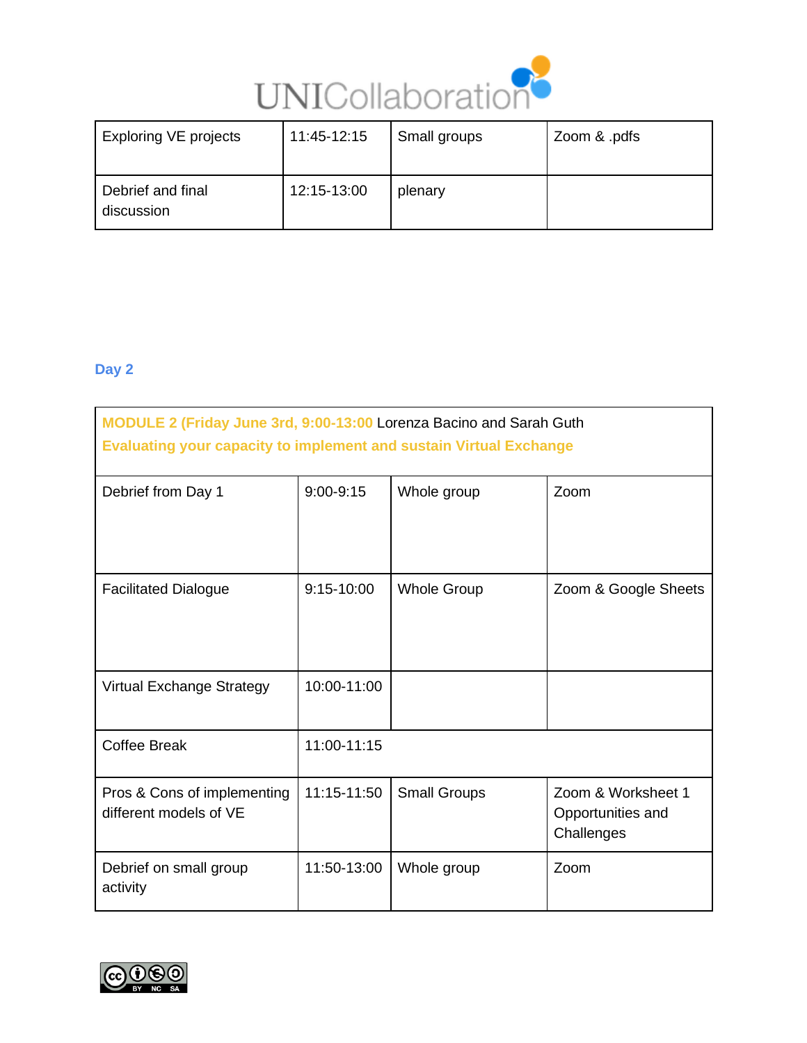| Exploring VE projects | 11:45-12:15 | Small groups | Zoom & .pdfs |
|---|---|---|---|
| Debrief and final discussion | 12:15-13:00 | plenary | |

## Day 2

| MODULE 2 (Friday June 3rd, 9:00-13:00 Lorenza Bacino and Sarah Guth<br>Evaluating your capacity to implement and sustain Virtual Exchange | | | |
|---|---|---|---|
| Debrief from Day 1 | 9:00-9:15 | Whole group | Zoom |
| Facilitated Dialogue | 9:15-10:00 | Whole Group | Zoom & Google Sheets |
| Virtual Exchange Strategy | 10:00-11:00 | | |
| Coffee Break | 11:00-11:15 | | |
| Pros & Cons of implementing different models of VE | 11:15-11:50 | Small Groups | Zoom & Worksheet 1 Opportunities and Challenges |
| Debrief on small group activity | 11:50-13:00 | Whole group | Zoom |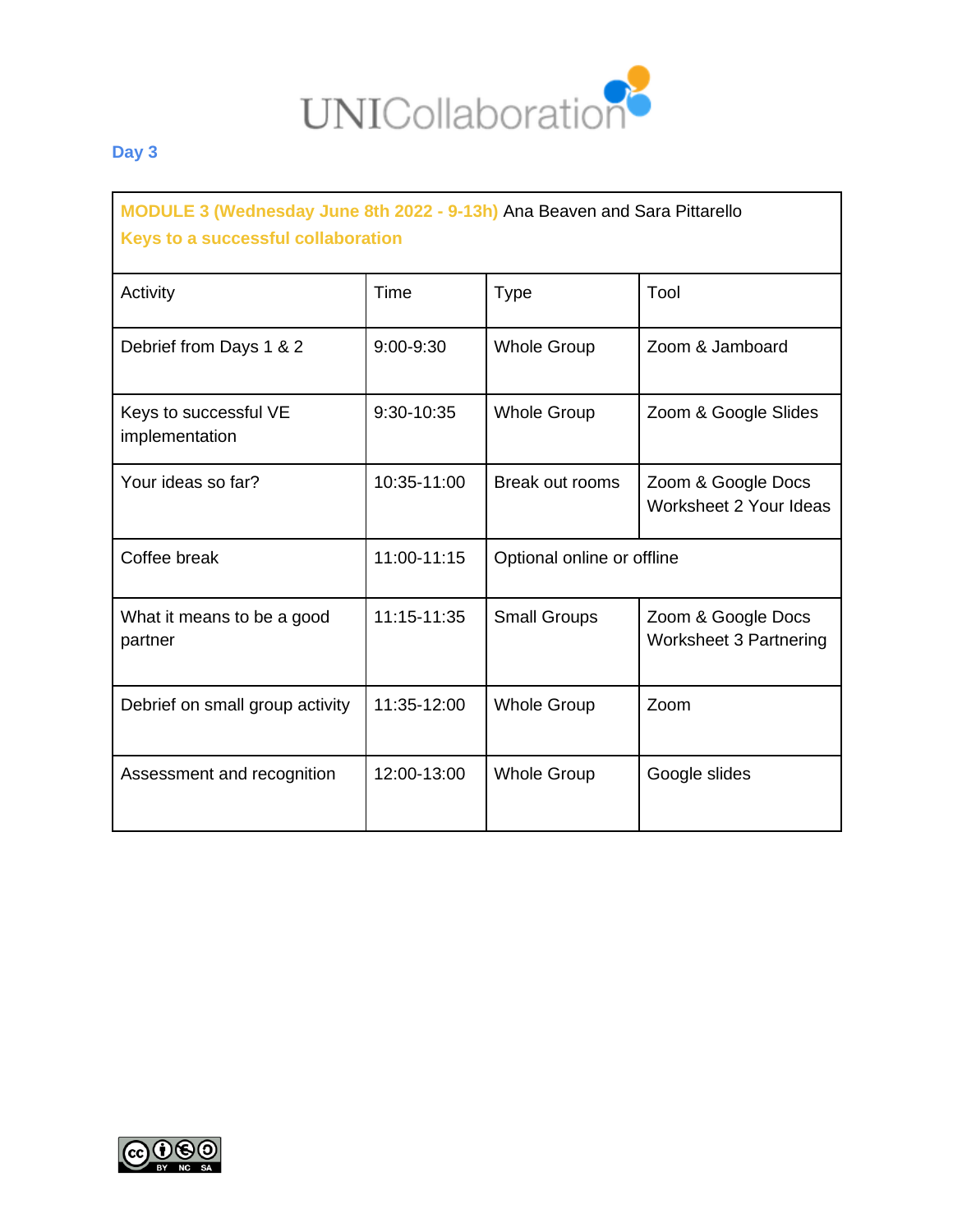## Day 3

| MODULE 3 (Wednesday June 8th 2022 - 9-13h) Ana Beaven and Sara Pittarello<br>Keys to a successful collaboration | | | |
|---|---|---|---|
| Activity | Time | Type | Tool |
| Debrief from Days 1 & 2 | 9:00-9:30 | Whole Group | Zoom & Jamboard |
| Keys to successful VE implementation | 9:30-10:35 | Whole Group | Zoom & Google Slides |
| Your ideas so far? | 10:35-11:00 | Break out rooms | Zoom & Google Docs Worksheet 2 Your Ideas |
| Coffee break | 11:00-11:15 | Optional online or offline | |
| What it means to be a good partner | 11:15-11:35 | Small Groups | Zoom & Google Docs Worksheet 3 Partnering |
| Debrief on small group activity | 11:35-12:00 | Whole Group | Zoom |
| Assessment and recognition | 12:00-13:00 | Whole Group | Google slides |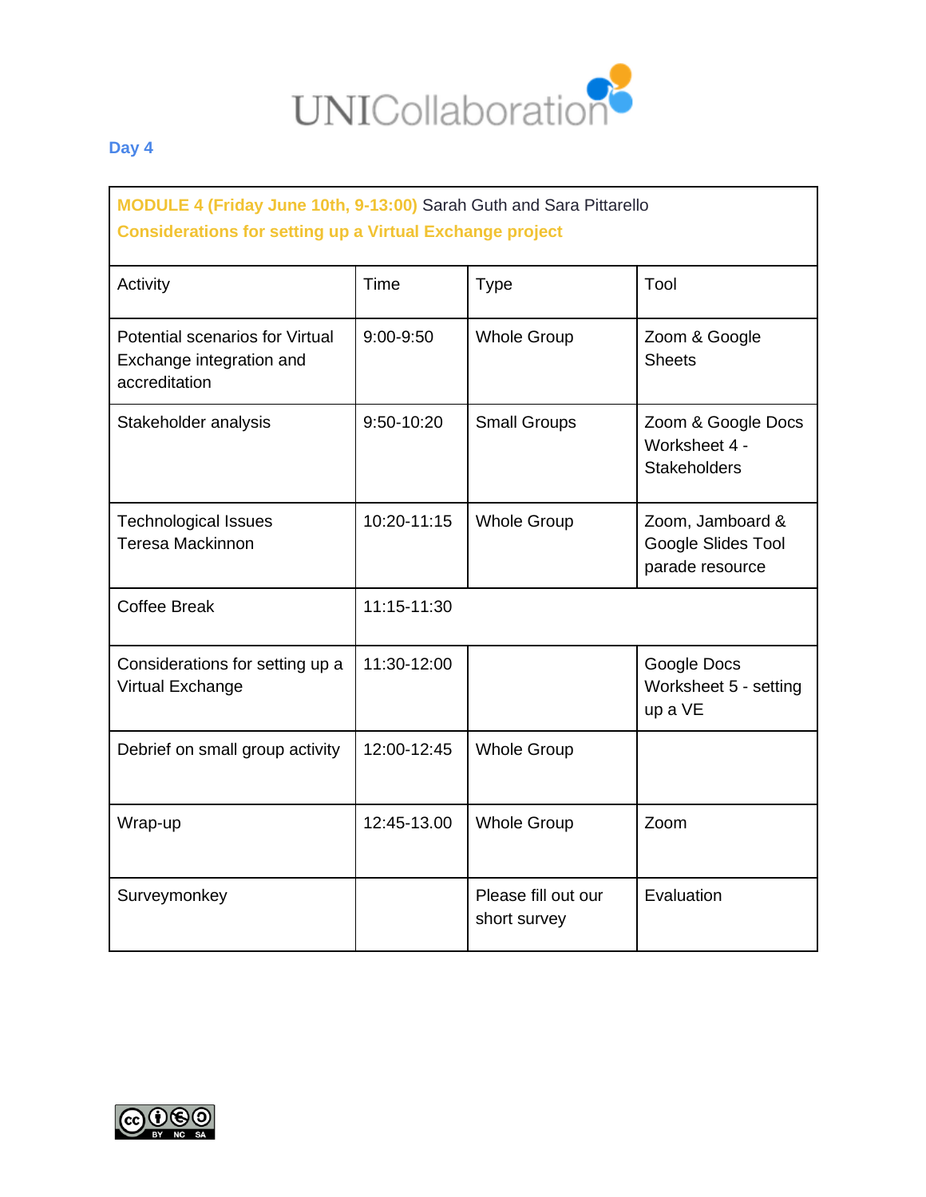Day 4

| MODULE 4 (Friday June 10th, 9-13:00) Sarah Guth and Sara Pittarello<br>Considerations for setting up a Virtual Exchange project | | | |
|---|---|---|---|
| Activity | Time | Type | Tool |
| Potential scenarios for Virtual Exchange integration and accreditation | 9:00-9:50 | Whole Group | Zoom & Google Sheets |
| Stakeholder analysis | 9:50-10:20 | Small Groups | Zoom & Google Docs Worksheet 4 - Stakeholders |
| Technological Issues<br>Teresa Mackinnon | 10:20-11:15 | Whole Group | Zoom, Jamboard & Google Slides Tool parade resource |
| Coffee Break | 11:15-11:30 | | |
| Considerations for setting up a Virtual Exchange | 11:30-12:00 | | Google Docs Worksheet 5 - setting up a VE |
| Debrief on small group activity | 12:00-12:45 | Whole Group | |
| Wrap-up | 12:45-13.00 | Whole Group | Zoom |
| Surveymonkey | | Please fill out our short survey | Evaluation |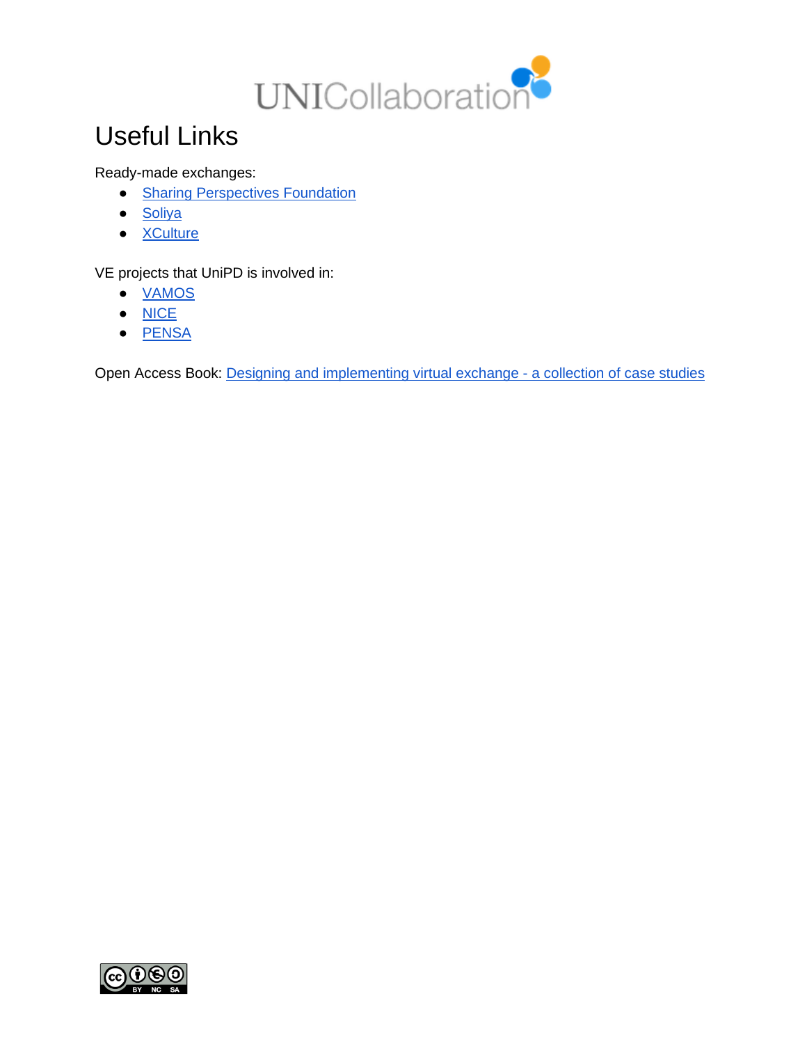# Useful Links

Ready-made exchanges:

- Sharing Perspectives Foundation
- Soliya
- XCulture

VE projects that UniPD is involved in:

- VAMOS
- NICE
- PENSA

Open Access Book: Designing and implementing virtual exchange - a collection of case studies